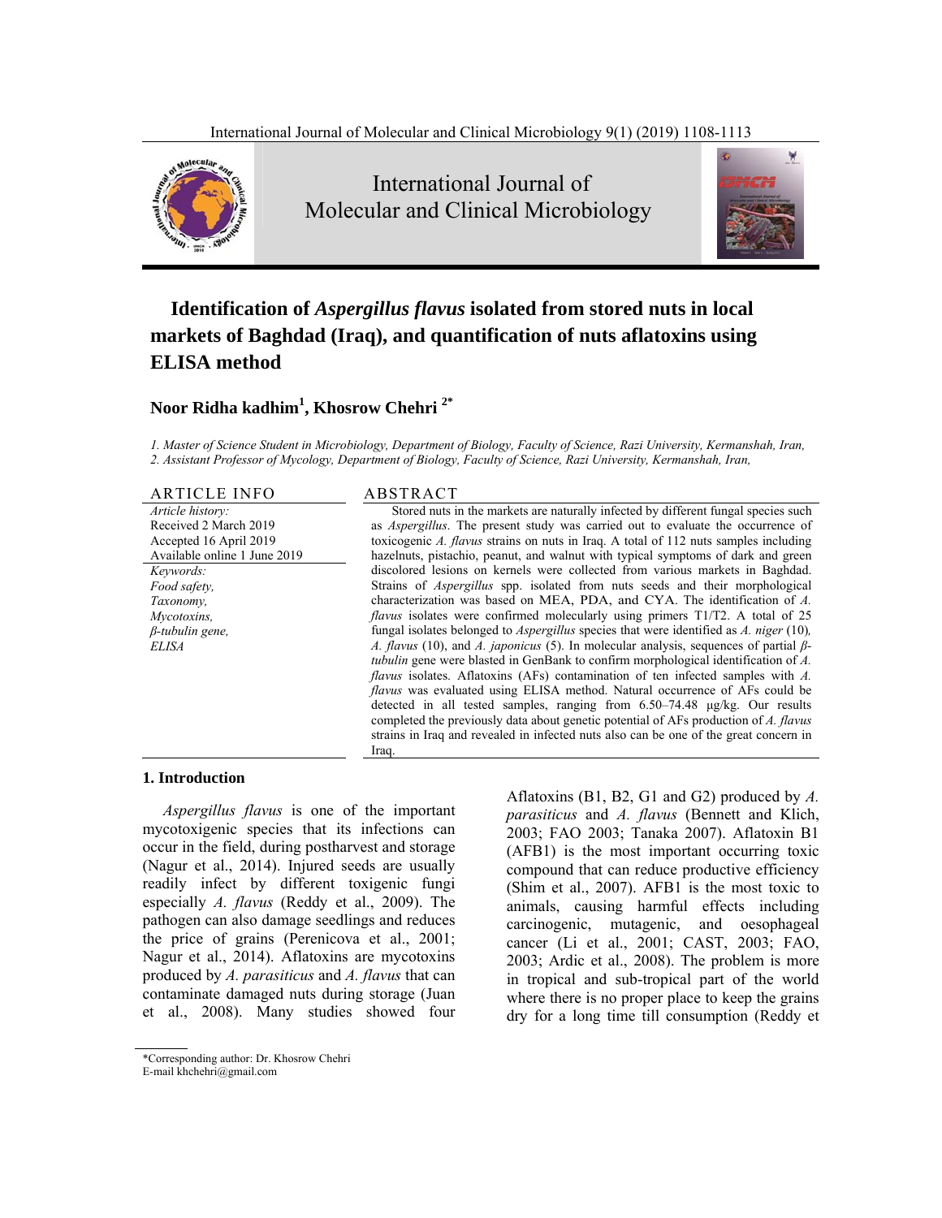# Identification of *Aspergillus flavus* isolated from stored nuts in local markets of Baghdad (Iraq), and quantification of nuts aflatoxins using ELISA method

**Noor Ridha kadhim[1], Khosrow Chehri [2*]**

*1. Master of Science Student in Microbiology, Department of Biology, Faculty of Science, Razi University, Kermanshah, Iran,*
*2. Assistant Professor of Mycology, Department of Biology, Faculty of Science, Razi University, Kermanshah, Iran,*

## ARTICLE INFO

*Article history:*
Received 2 March 2019
Accepted 16 April 2019
Available online 1 June 2019

*Keywords:*
*Food safety,*
*Taxonomy,*
*Mycotoxins,*
*β-tubulin gene,*
*ELISA*

## ABSTRACT

Stored nuts in the markets are naturally infected by different fungal species such as *Aspergillus*. The present study was carried out to evaluate the occurrence of toxicogenic *A. flavus* strains on nuts in Iraq. A total of 112 nuts samples including hazelnuts, pistachio, peanut, and walnut with typical symptoms of dark and green discolored lesions on kernels were collected from various markets in Baghdad. Strains of *Aspergillus* spp. isolated from nuts seeds and their morphological characterization was based on MEA, PDA, and CYA. The identification of *A. flavus* isolates were confirmed molecularly using primers T1/T2. A total of 25 fungal isolates belonged to *Aspergillus* species that were identified as *A. niger* (10), *A. flavus* (10), and *A. japonicus* (5). In molecular analysis, sequences of partial *β-tubulin* gene were blasted in GenBank to confirm morphological identification of *A. flavus* isolates. Aflatoxins (AFs) contamination of ten infected samples with *A. flavus* was evaluated using ELISA method. Natural occurrence of AFs could be detected in all tested samples, ranging from 6.50–74.48 μg/kg. Our results completed the previously data about genetic potential of AFs production of *A. flavus* strains in Iraq and revealed in infected nuts also can be one of the great concern in Iraq.

## 1. Introduction

*Aspergillus flavus* is one of the important mycotoxigenic species that its infections can occur in the field, during postharvest and storage (Nagur et al., 2014). Injured seeds are usually readily infect by different toxigenic fungi especially *A. flavus* (Reddy et al., 2009). The pathogen can also damage seedlings and reduces the price of grains (Perenicova et al., 2001; Nagur et al., 2014). Aflatoxins are mycotoxins produced by *A. parasiticus* and *A. flavus* that can contaminate damaged nuts during storage (Juan et al., 2008). Many studies showed four Aflatoxins (B1, B2, G1 and G2) produced by *A. parasiticus* and *A. flavus* (Bennett and Klich, 2003; FAO 2003; Tanaka 2007). Aflatoxin B1 (AFB1) is the most important occurring toxic compound that can reduce productive efficiency (Shim et al., 2007). AFB1 is the most toxic to animals, causing harmful effects including carcinogenic, mutagenic, and oesophageal cancer (Li et al., 2001; CAST, 2003; FAO, 2003; Ardic et al., 2008). The problem is more in tropical and sub-tropical part of the world where there is no proper place to keep the grains dry for a long time till consumption (Reddy et

*Corresponding author: Dr. Khosrow Chehri
E-mail khchehri@gmail.com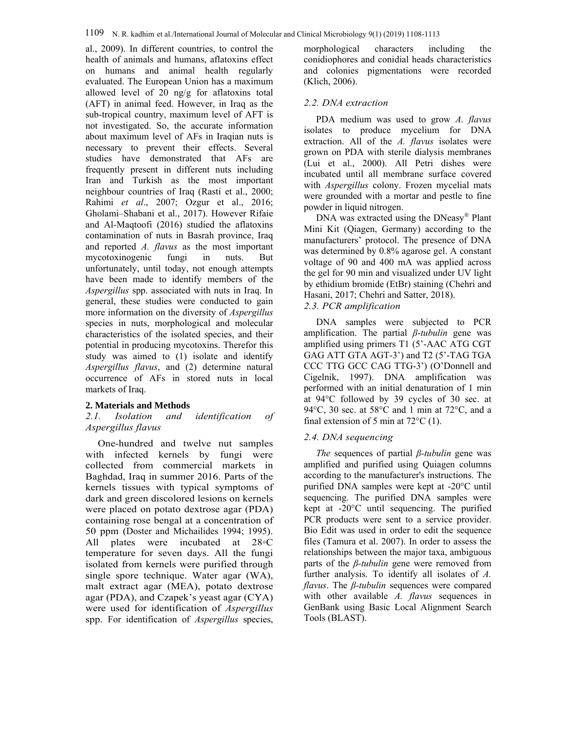al., 2009). In different countries, to control the health of animals and humans, aflatoxins effect on humans and animal health regularly evaluated. The European Union has a maximum allowed level of 20 ng/g for aflatoxins total (AFT) in animal feed. However, in Iraq as the sub-tropical country, maximum level of AFT is not investigated. So, the accurate information about maximum level of AFs in Iraqian nuts is necessary to prevent their effects. Several studies have demonstrated that AFs are frequently present in different nuts including Iran and Turkish as the most important neighbour countries of Iraq (Rasti et al., 2000; Rahimi *et al*., 2007; Ozgur et al., 2016; Gholami–Shabani et al., 2017). However Rifaie and Al-Maqtoofi (2016) studied the aflatoxins contamination of nuts in Basrah province, Iraq and reported *A. flavus* as the most important mycotoxinogenic fungi in nuts. But unfortunately, until today, not enough attempts have been made to identify members of the *Aspergillus* spp. associated with nuts in Iraq. In general, these studies were conducted to gain more information on the diversity of *Aspergillus* species in nuts, morphological and molecular characteristics of the isolated species, and their potential in producing mycotoxins. Therefor this study was aimed to (1) isolate and identify *Aspergillus flavus*, and (2) determine natural occurrence of AFs in stored nuts in local markets of Iraq.

## 2. Materials and Methods

### *2.1. Isolation and identification of Aspergillus flavus*

One-hundred and twelve nut samples with infected kernels by fungi were collected from commercial markets in Baghdad, Iraq in summer 2016. Parts of the kernels tissues with typical symptoms of dark and green discolored lesions on kernels were placed on potato dextrose agar (PDA) containing rose bengal at a concentration of 50 ppm (Doster and Michailides 1994; 1995). All plates were incubated at 28◦C temperature for seven days. All the fungi isolated from kernels were purified through single spore technique. Water agar (WA), malt extract agar (MEA), potato dextrose agar (PDA), and Czapek's yeast agar (CYA) were used for identification of *Aspergillus* spp. For identification of *Aspergillus* species, morphological characters including the conidiophores and conidial heads characteristics and colonies pigmentations were recorded (Klich, 2006).

### *2.2. DNA extraction*

PDA medium was used to grow *A. flavus* isolates to produce mycelium for DNA extraction. All of the *A. flavus* isolates were grown on PDA with sterile dialysis membranes (Lui et al., 2000). All Petri dishes were incubated until all membrane surface covered with *Aspergillus* colony. Frozen mycelial mats were grounded with a mortar and pestle to fine powder in liquid nitrogen.

DNA was extracted using the DNeasy® Plant Mini Kit (Qiagen, Germany) according to the manufacturers' protocol. The presence of DNA was determined by 0.8% agarose gel. A constant voltage of 90 and 400 mA was applied across the gel for 90 min and visualized under UV light by ethidium bromide (EtBr) staining (Chehri and Hasani, 2017; Chehri and Satter, 2018).

### *2.3. PCR amplification*

DNA samples were subjected to PCR amplification. The partial *β-tubulin* gene was amplified using primers T1 (5'-AAC ATG CGT GAG ATT GTA AGT-3') and T2 (5'-TAG TGA CCC TTG GCC CAG TTG-3') (O'Donnell and Cigelnik, 1997). DNA amplification was performed with an initial denaturation of 1 min at 94°C followed by 39 cycles of 30 sec. at 94°C, 30 sec. at 58°C and 1 min at 72°C, and a final extension of 5 min at 72°C (1).

### *2.4. DNA sequencing*

*The* sequences of partial *β-tubulin* gene was amplified and purified using Quiagen columns according to the manufacturer's instructions. The purified DNA samples were kept at -20°C until sequencing. The purified DNA samples were kept at -20°C until sequencing. The purified PCR products were sent to a service provider. Bio Edit was used in order to edit the sequence files (Tamura et al. 2007). In order to assess the relationships between the major taxa, ambiguous parts of the *β-tubulin* gene were removed from further analysis. To identify all isolates of *A. flavus*. The *β-tubulin* sequences were compared with other available *A. flavus* sequences in GenBank using Basic Local Alignment Search Tools (BLAST).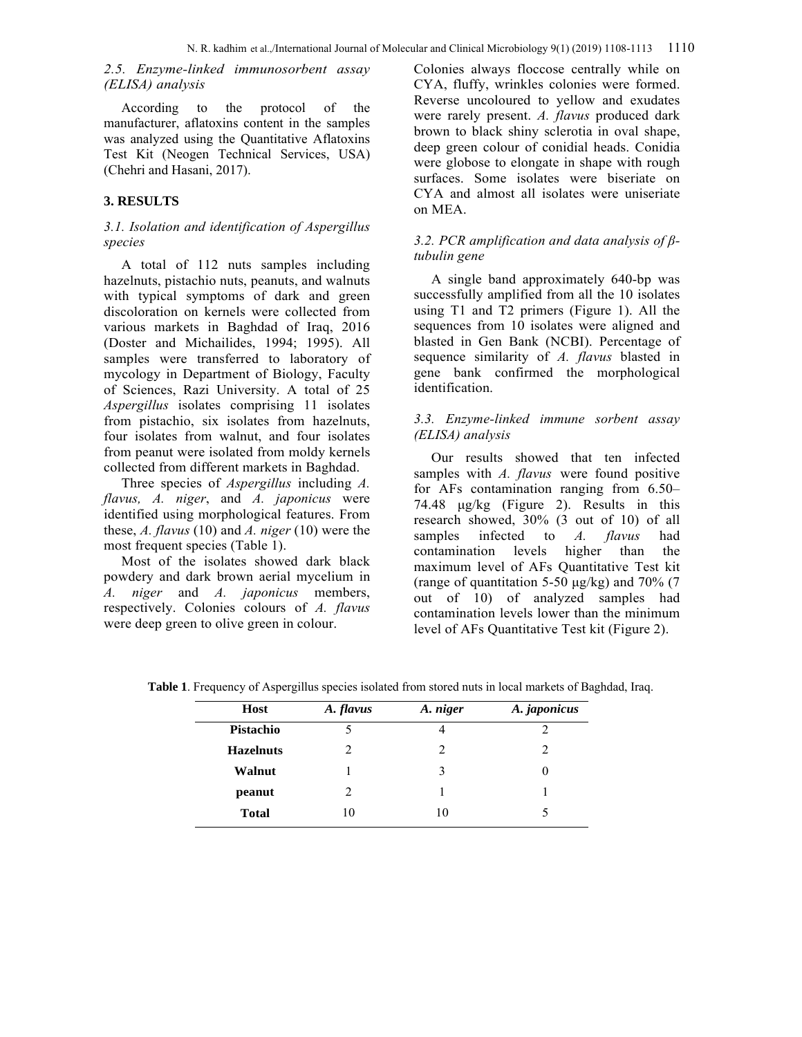### 2.5. Enzyme-linked immunosorbent assay (ELISA) analysis

According to the protocol of the manufacturer, aflatoxins content in the samples was analyzed using the Quantitative Aflatoxins Test Kit (Neogen Technical Services, USA) (Chehri and Hasani, 2017).

## 3. RESULTS

### 3.1. Isolation and identification of Aspergillus species

A total of 112 nuts samples including hazelnuts, pistachio nuts, peanuts, and walnuts with typical symptoms of dark and green discoloration on kernels were collected from various markets in Baghdad of Iraq, 2016 (Doster and Michailides, 1994; 1995). All samples were transferred to laboratory of mycology in Department of Biology, Faculty of Sciences, Razi University. A total of 25 *Aspergillus* isolates comprising 11 isolates from pistachio, six isolates from hazelnuts, four isolates from walnut, and four isolates from peanut were isolated from moldy kernels collected from different markets in Baghdad.

Three species of *Aspergillus* including *A. flavus, A. niger*, and *A. japonicus* were identified using morphological features. From these, *A. flavus* (10) and *A. niger* (10) were the most frequent species (Table 1).

Most of the isolates showed dark black powdery and dark brown aerial mycelium in *A. niger* and *A. japonicus* members, respectively. Colonies colours of *A. flavus* were deep green to olive green in colour. Colonies always floccose centrally while on CYA, fluffy, wrinkles colonies were formed. Reverse uncoloured to yellow and exudates were rarely present. *A. flavus* produced dark brown to black shiny sclerotia in oval shape, deep green colour of conidial heads. Conidia were globose to elongate in shape with rough surfaces. Some isolates were biseriate on CYA and almost all isolates were uniseriate on MEA.

### 3.2. PCR amplification and data analysis of β-tubulin gene

A single band approximately 640-bp was successfully amplified from all the 10 isolates using T1 and T2 primers (Figure 1). All the sequences from 10 isolates were aligned and blasted in Gen Bank (NCBI). Percentage of sequence similarity of *A. flavus* blasted in gene bank confirmed the morphological identification.

### 3.3. Enzyme-linked immune sorbent assay (ELISA) analysis

Our results showed that ten infected samples with *A. flavus* were found positive for AFs contamination ranging from 6.50–74.48 µg/kg (Figure 2). Results in this research showed, 30% (3 out of 10) of all samples infected to *A. flavus* had contamination levels higher than the maximum level of AFs Quantitative Test kit (range of quantitation 5-50 µg/kg) and 70% (7 out of 10) of analyzed samples had contamination levels lower than the minimum level of AFs Quantitative Test kit (Figure 2).

**Table 1**. Frequency of Aspergillus species isolated from stored nuts in local markets of Baghdad, Iraq.

| Host | *A. flavus* | *A. niger* | *A. japonicus* |
|---|---|---|---|
| **Pistachio** | 5 | 4 | 2 |
| **Hazelnuts** | 2 | 2 | 2 |
| **Walnut** | 1 | 3 | 0 |
| **peanut** | 2 | 1 | 1 |
| **Total** | 10 | 10 | 5 |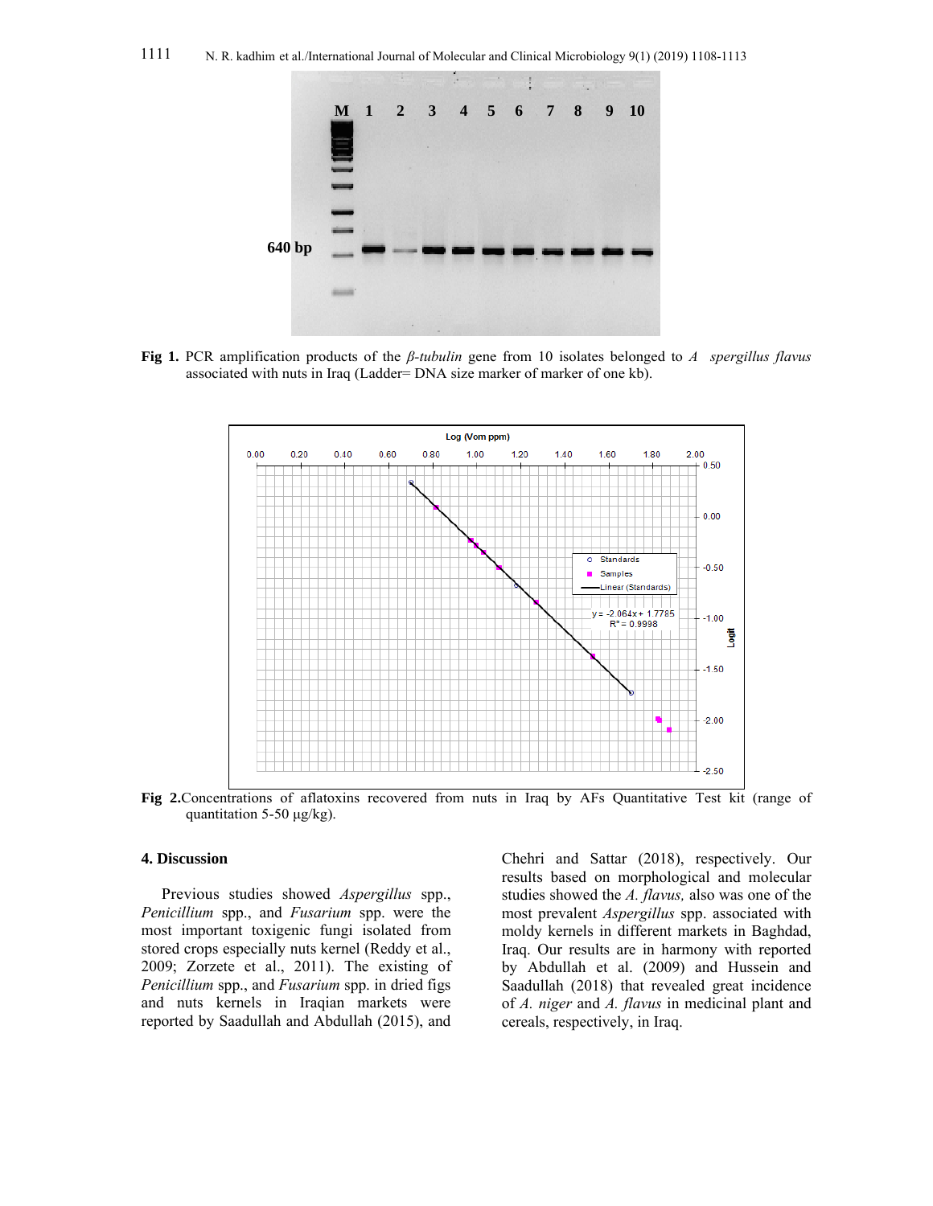**Fig 1.** PCR amplification products of the *β-tubulin* gene from 10 isolates belonged to *A spergillus flavus* associated with nuts in Iraq (Ladder= DNA size marker of marker of one kb).

**Fig 2.**Concentrations of aflatoxins recovered from nuts in Iraq by AFs Quantitative Test kit (range of quantitation 5-50 μg/kg).

## 4. Discussion

Previous studies showed *Aspergillus* spp., *Penicillium* spp., and *Fusarium* spp. were the most important toxigenic fungi isolated from stored crops especially nuts kernel (Reddy et al., 2009; Zorzete et al., 2011). The existing of *Penicillium* spp., and *Fusarium* spp. in dried figs and nuts kernels in Iraqian markets were reported by Saadullah and Abdullah (2015), and Chehri and Sattar (2018), respectively. Our results based on morphological and molecular studies showed the *A. flavus,* also was one of the most prevalent *Aspergillus* spp. associated with moldy kernels in different markets in Baghdad, Iraq. Our results are in harmony with reported by Abdullah et al. (2009) and Hussein and Saadullah (2018) that revealed great incidence of *A. niger* and *A. flavus* in medicinal plant and cereals, respectively, in Iraq.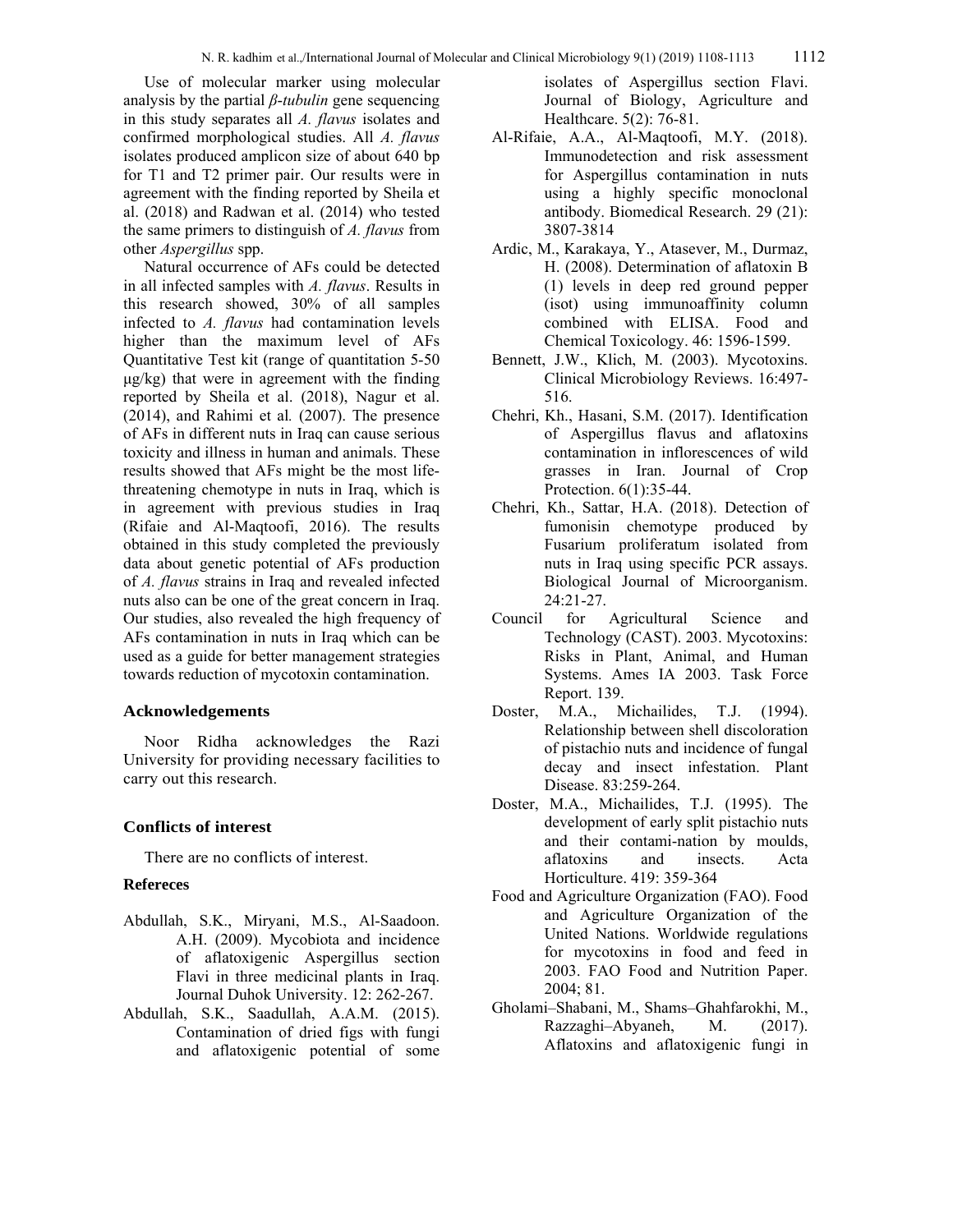Use of molecular marker using molecular analysis by the partial *β-tubulin* gene sequencing in this study separates all *A. flavus* isolates and confirmed morphological studies. All *A. flavus* isolates produced amplicon size of about 640 bp for T1 and T2 primer pair. Our results were in agreement with the finding reported by Sheila et al. (2018) and Radwan et al. (2014) who tested the same primers to distinguish of *A. flavus* from other *Aspergillus* spp.

Natural occurrence of AFs could be detected in all infected samples with *A. flavus*. Results in this research showed, 30% of all samples infected to *A. flavus* had contamination levels higher than the maximum level of AFs Quantitative Test kit (range of quantitation 5-50 μg/kg) that were in agreement with the finding reported by Sheila et al. (2018), Nagur et al. (2014), and Rahimi et al*.* (2007). The presence of AFs in different nuts in Iraq can cause serious toxicity and illness in human and animals. These results showed that AFs might be the most life-threatening chemotype in nuts in Iraq, which is in agreement with previous studies in Iraq (Rifaie and Al-Maqtoofi, 2016). The results obtained in this study completed the previously data about genetic potential of AFs production of *A. flavus* strains in Iraq and revealed infected nuts also can be one of the great concern in Iraq. Our studies, also revealed the high frequency of AFs contamination in nuts in Iraq which can be used as a guide for better management strategies towards reduction of mycotoxin contamination.

## Acknowledgements

Noor Ridha acknowledges the Razi University for providing necessary facilities to carry out this research.

## Conflicts of interest

There are no conflicts of interest.

## Refereces

Abdullah, S.K., Miryani, M.S., Al-Saadoon. A.H. (2009). Mycobiota and incidence of aflatoxigenic Aspergillus section Flavi in three medicinal plants in Iraq. Journal Duhok University. 12: 262-267.

Abdullah, S.K., Saadullah, A.A.M. (2015). Contamination of dried figs with fungi and aflatoxigenic potential of some isolates of Aspergillus section Flavi. Journal of Biology, Agriculture and Healthcare. 5(2): 76-81.

Al-Rifaie, A.A., Al-Maqtoofi, M.Y. (2018). Immunodetection and risk assessment for Aspergillus contamination in nuts using a highly specific monoclonal antibody. Biomedical Research. 29 (21): 3807-3814

Ardic, M., Karakaya, Y., Atasever, M., Durmaz, H. (2008). Determination of aflatoxin B (1) levels in deep red ground pepper (isot) using immunoaffinity column combined with ELISA. Food and Chemical Toxicology. 46: 1596-1599.

Bennett, J.W., Klich, M. (2003). Mycotoxins. Clinical Microbiology Reviews. 16:497-516.

Chehri, Kh., Hasani, S.M. (2017). Identification of Aspergillus flavus and aflatoxins contamination in inflorescences of wild grasses in Iran. Journal of Crop Protection. 6(1):35-44.

Chehri, Kh., Sattar, H.A. (2018). Detection of fumonisin chemotype produced by Fusarium proliferatum isolated from nuts in Iraq using specific PCR assays. Biological Journal of Microorganism. 24:21-27.

Council for Agricultural Science and Technology (CAST). 2003. Mycotoxins: Risks in Plant, Animal, and Human Systems. Ames IA 2003. Task Force Report. 139.

Doster, M.A., Michailides, T.J. (1994). Relationship between shell discoloration of pistachio nuts and incidence of fungal decay and insect infestation. Plant Disease. 83:259-264.

Doster, M.A., Michailides, T.J. (1995). The development of early split pistachio nuts and their contami-nation by moulds, aflatoxins and insects. Acta Horticulture. 419: 359-364

Food and Agriculture Organization (FAO). Food and Agriculture Organization of the United Nations. Worldwide regulations for mycotoxins in food and feed in 2003. FAO Food and Nutrition Paper. 2004; 81.

Gholami–Shabani, M., Shams–Ghahfarokhi, M., Razzaghi–Abyaneh, M. (2017). Aflatoxins and aflatoxigenic fungi in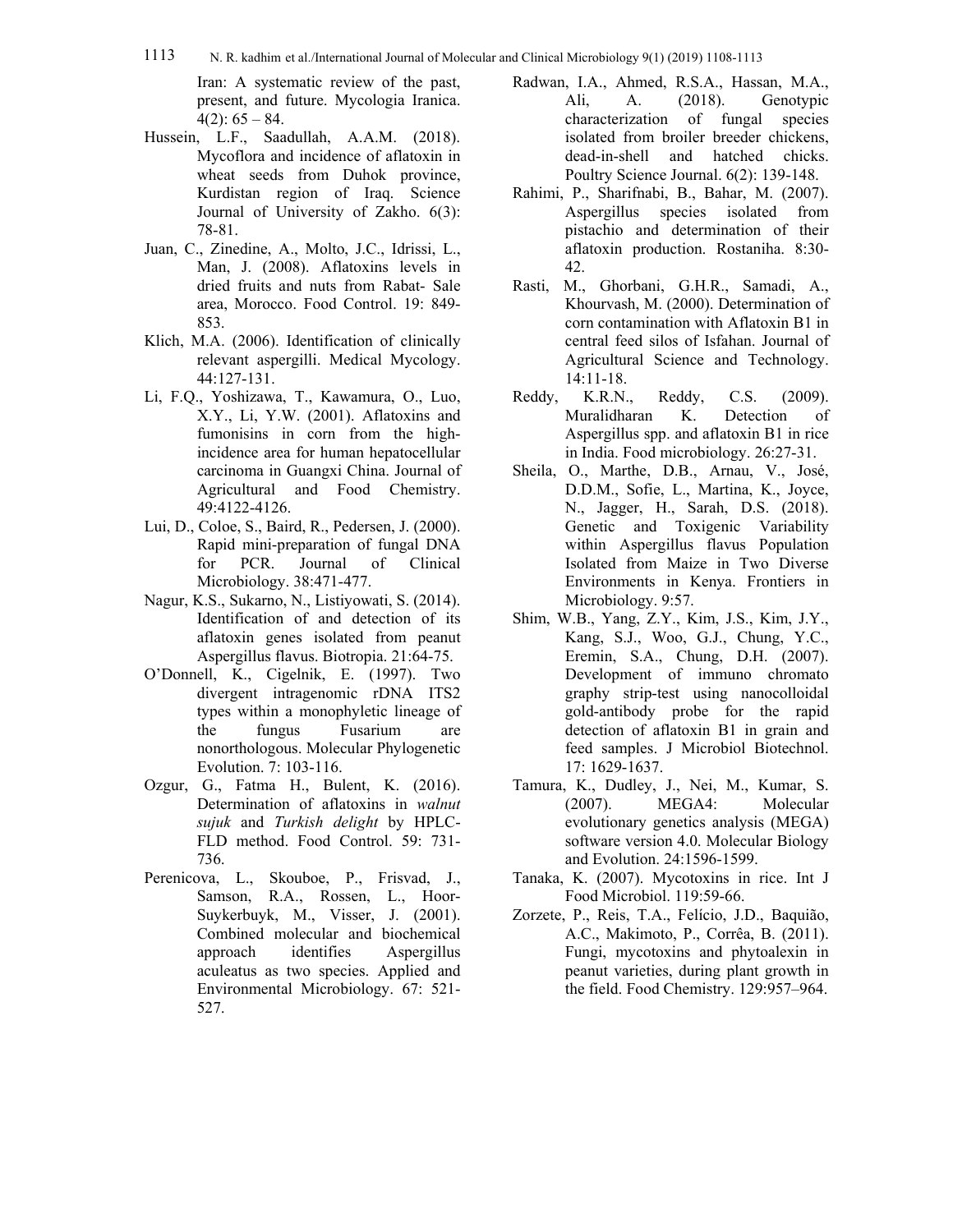Iran: A systematic review of the past, present, and future. Mycologia Iranica. 4(2): 65 – 84.

Hussein, L.F., Saadullah, A.A.M. (2018). Mycoflora and incidence of aflatoxin in wheat seeds from Duhok province, Kurdistan region of Iraq. Science Journal of University of Zakho. 6(3): 78-81.

Juan, C., Zinedine, A., Molto, J.C., Idrissi, L., Man, J. (2008). Aflatoxins levels in dried fruits and nuts from Rabat- Sale area, Morocco. Food Control. 19: 849-853.

Klich, M.A. (2006). Identification of clinically relevant aspergilli. Medical Mycology. 44:127-131.

Li, F.Q., Yoshizawa, T., Kawamura, O., Luo, X.Y., Li, Y.W. (2001). Aflatoxins and fumonisins in corn from the high-incidence area for human hepatocellular carcinoma in Guangxi China. Journal of Agricultural and Food Chemistry. 49:4122-4126.

Lui, D., Coloe, S., Baird, R., Pedersen, J. (2000). Rapid mini-preparation of fungal DNA for PCR. Journal of Clinical Microbiology. 38:471-477.

Nagur, K.S., Sukarno, N., Listiyowati, S. (2014). Identification of and detection of its aflatoxin genes isolated from peanut Aspergillus flavus. Biotropia. 21:64-75.

O'Donnell, K., Cigelnik, E. (1997). Two divergent intragenomic rDNA ITS2 types within a monophyletic lineage of the fungus Fusarium are nonorthologous. Molecular Phylogenetic Evolution. 7: 103-116.

Ozgur, G., Fatma H., Bulent, K. (2016). Determination of aflatoxins in *walnut sujuk* and *Turkish delight* by HPLC-FLD method. Food Control. 59: 731-736.

Perenicova, L., Skouboe, P., Frisvad, J., Samson, R.A., Rossen, L., Hoor-Suykerbuyk, M., Visser, J. (2001). Combined molecular and biochemical approach identifies Aspergillus aculeatus as two species. Applied and Environmental Microbiology. 67: 521-527.

Radwan, I.A., Ahmed, R.S.A., Hassan, M.A., Ali, A. (2018). Genotypic characterization of fungal species isolated from broiler breeder chickens, dead-in-shell and hatched chicks. Poultry Science Journal. 6(2): 139-148.

Rahimi, P., Sharifnabi, B., Bahar, M. (2007). Aspergillus species isolated from pistachio and determination of their aflatoxin production. Rostaniha. 8:30-42.

Rasti, M., Ghorbani, G.H.R., Samadi, A., Khourvash, M. (2000). Determination of corn contamination with Aflatoxin B1 in central feed silos of Isfahan. Journal of Agricultural Science and Technology. 14:11-18.

Reddy, K.R.N., Reddy, C.S. (2009). Muralidharan K. Detection of Aspergillus spp. and aflatoxin B1 in rice in India. Food microbiology. 26:27-31.

Sheila, O., Marthe, D.B., Arnau, V., José, D.D.M., Sofie, L., Martina, K., Joyce, N., Jagger, H., Sarah, D.S. (2018). Genetic and Toxigenic Variability within Aspergillus flavus Population Isolated from Maize in Two Diverse Environments in Kenya. Frontiers in Microbiology. 9:57.

Shim, W.B., Yang, Z.Y., Kim, J.S., Kim, J.Y., Kang, S.J., Woo, G.J., Chung, Y.C., Eremin, S.A., Chung, D.H. (2007). Development of immuno chromato graphy strip-test using nanocolloidal gold-antibody probe for the rapid detection of aflatoxin B1 in grain and feed samples. J Microbiol Biotechnol. 17: 1629-1637.

Tamura, K., Dudley, J., Nei, M., Kumar, S. (2007). MEGA4: Molecular evolutionary genetics analysis (MEGA) software version 4.0. Molecular Biology and Evolution. 24:1596-1599.

Tanaka, K. (2007). Mycotoxins in rice. Int J Food Microbiol. 119:59-66.

Zorzete, P., Reis, T.A., Felício, J.D., Baquião, A.C., Makimoto, P., Corrêa, B. (2011). Fungi, mycotoxins and phytoalexin in peanut varieties, during plant growth in the field. Food Chemistry. 129:957–964.